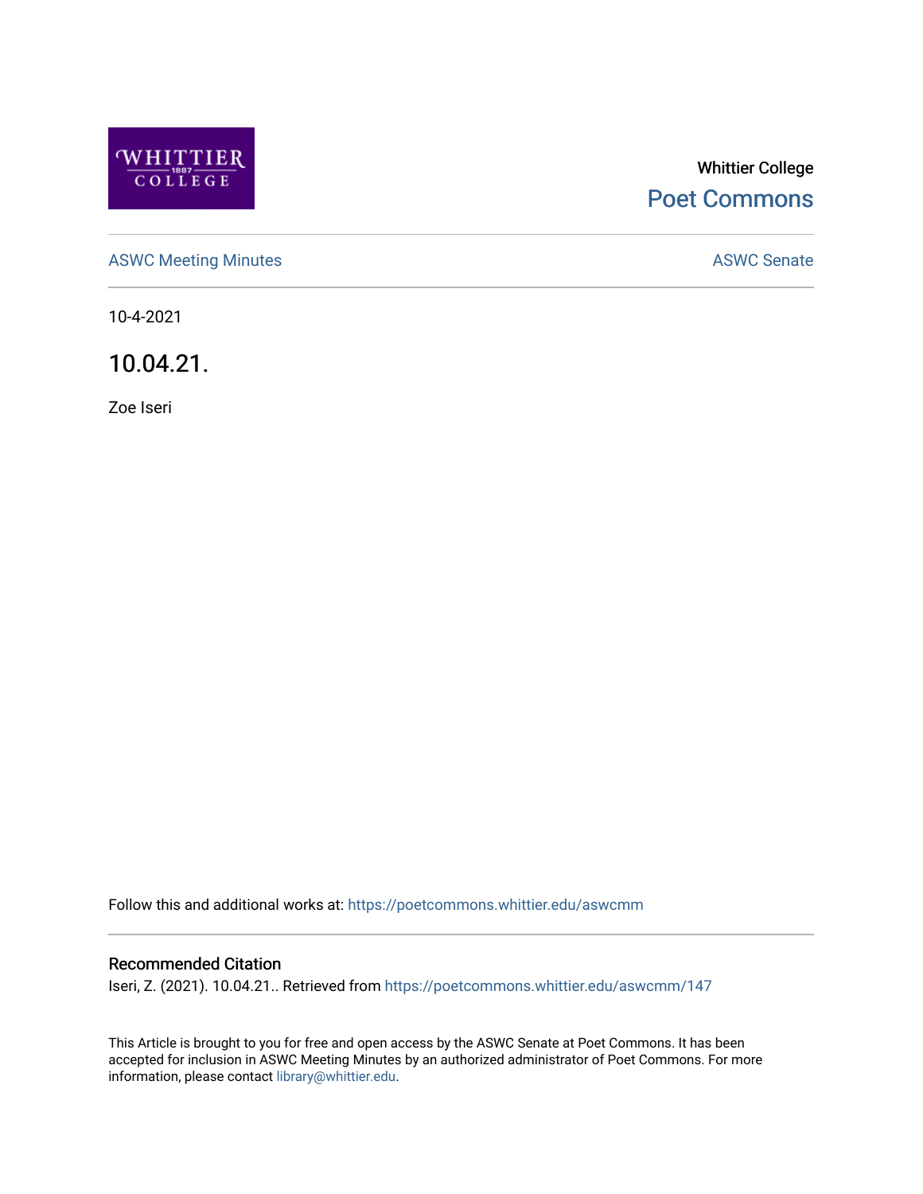Whittier College

Poet Commons

ASWC Meeting Minutes

ASWC Senate

10-4-2021

# 10.04.21.

Zoe Iseri

Follow this and additional works at: https://poetcommons.whittier.edu/aswcmm

## Recommended Citation

Iseri, Z. (2021). 10.04.21.. Retrieved from https://poetcommons.whittier.edu/aswcmm/147

This Article is brought to you for free and open access by the ASWC Senate at Poet Commons. It has been accepted for inclusion in ASWC Meeting Minutes by an authorized administrator of Poet Commons. For more information, please contact library@whittier.edu.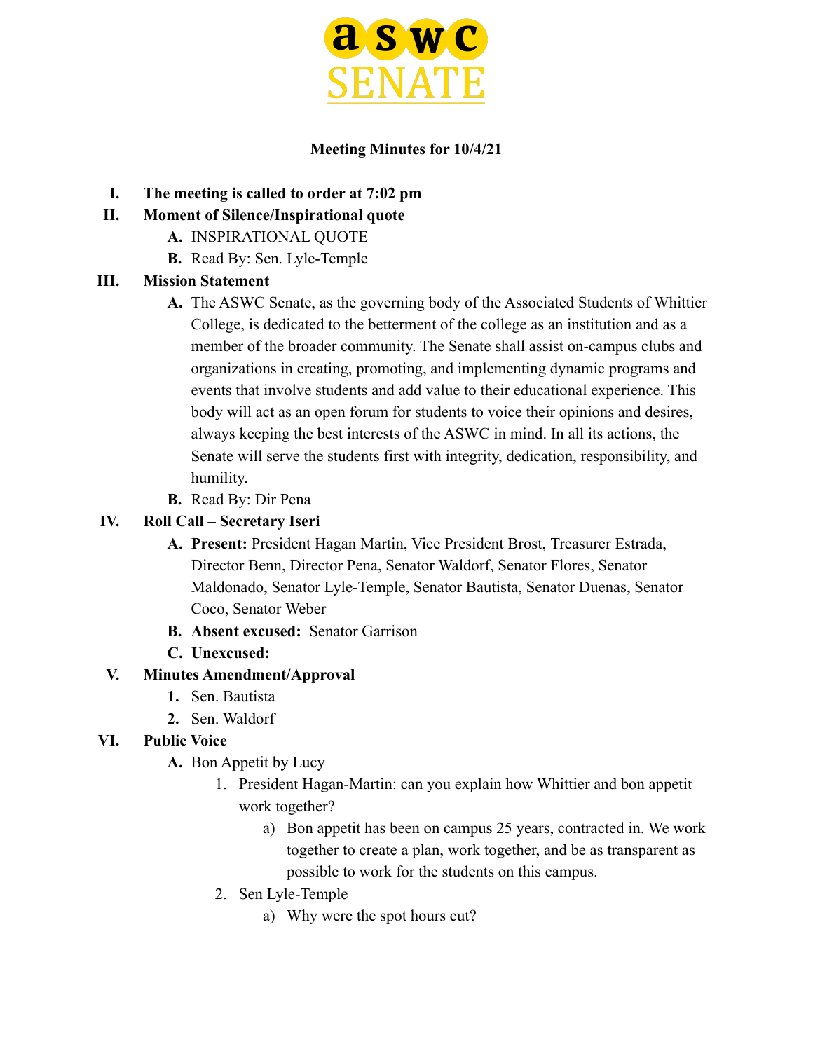**aswc SENATE**

**Meeting Minutes for 10/4/21**

I. **The meeting is called to order at 7:02 pm**

II. **Moment of Silence/Inspirational quote**
   - A. INSPIRATIONAL QUOTE
   - B. Read By: Sen. Lyle-Temple

III. **Mission Statement**
   - A. The ASWC Senate, as the governing body of the Associated Students of Whittier College, is dedicated to the betterment of the college as an institution and as a member of the broader community. The Senate shall assist on-campus clubs and organizations in creating, promoting, and implementing dynamic programs and events that involve students and add value to their educational experience. This body will act as an open forum for students to voice their opinions and desires, always keeping the best interests of the ASWC in mind. In all its actions, the Senate will serve the students first with integrity, dedication, responsibility, and humility.
   - B. Read By: Dir Pena

IV. **Roll Call – Secretary Iseri**
   - A. **Present:** President Hagan Martin, Vice President Brost, Treasurer Estrada, Director Benn, Director Pena, Senator Waldorf, Senator Flores, Senator Maldonado, Senator Lyle-Temple, Senator Bautista, Senator Duenas, Senator Coco, Senator Weber
   - B. **Absent excused:** Senator Garrison
   - C. **Unexcused:**

V. **Minutes Amendment/Approval**
   1. Sen. Bautista
   2. Sen. Waldorf

VI. **Public Voice**
   - A. Bon Appetit by Lucy
     1. President Hagan-Martin: can you explain how Whittier and bon appetit work together?
        - a) Bon appetit has been on campus 25 years, contracted in. We work together to create a plan, work together, and be as transparent as possible to work for the students on this campus.
     2. Sen Lyle-Temple
        - a) Why were the spot hours cut?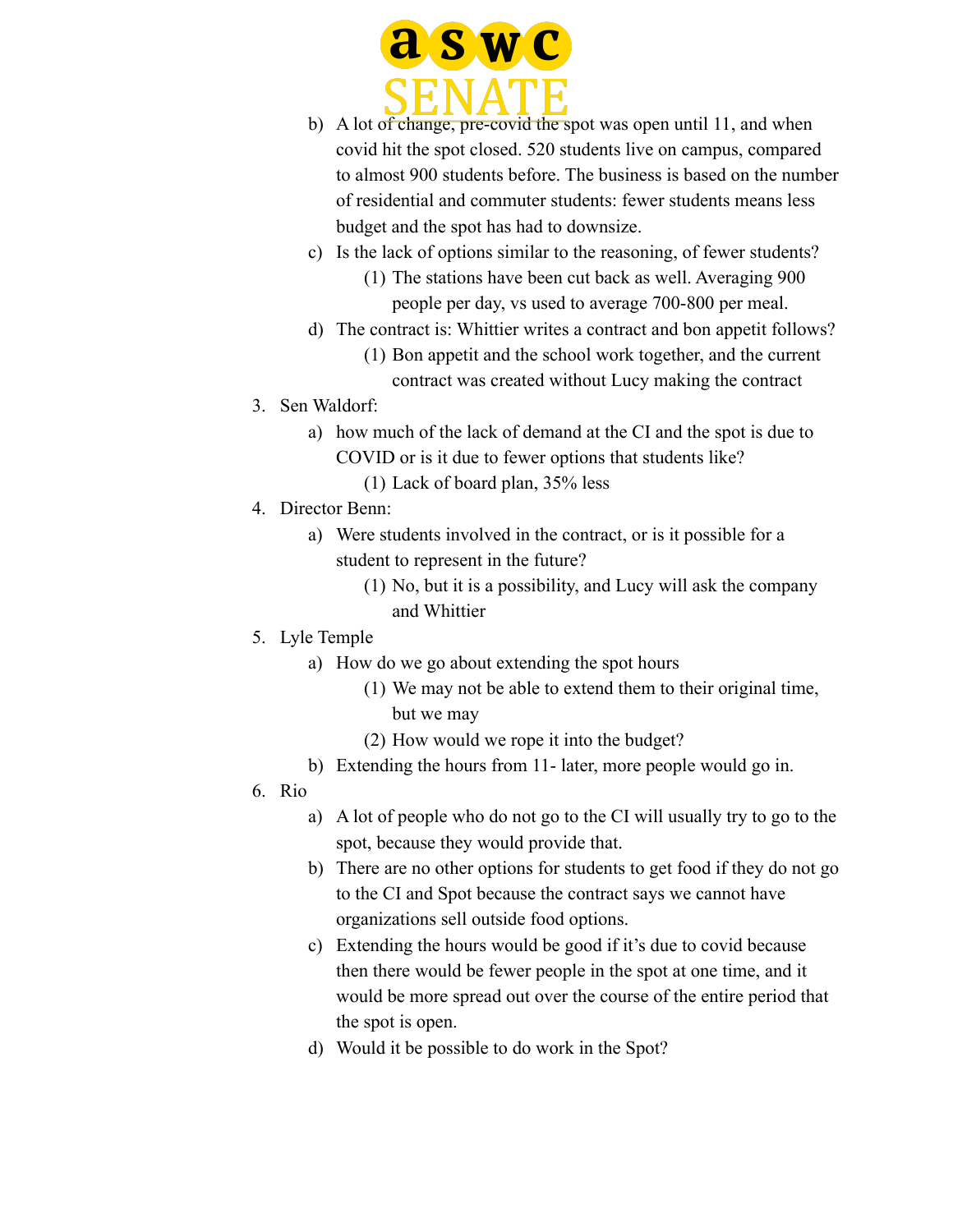b) A lot of change, pre-covid the spot was open until 11, and when covid hit the spot closed. 520 students live on campus, compared to almost 900 students before. The business is based on the number of residential and commuter students: fewer students means less budget and the spot has had to downsize.

c) Is the lack of options similar to the reasoning, of fewer students?

   (1) The stations have been cut back as well. Averaging 900 people per day, vs used to average 700-800 per meal.

d) The contract is: Whittier writes a contract and bon appetit follows?

   (1) Bon appetit and the school work together, and the current contract was created without Lucy making the contract

3. Sen Waldorf:

   a) how much of the lack of demand at the CI and the spot is due to COVID or is it due to fewer options that students like?

      (1) Lack of board plan, 35% less

4. Director Benn:

   a) Were students involved in the contract, or is it possible for a student to represent in the future?

      (1) No, but it is a possibility, and Lucy will ask the company and Whittier

5. Lyle Temple

   a) How do we go about extending the spot hours

      (1) We may not be able to extend them to their original time, but we may

      (2) How would we rope it into the budget?

   b) Extending the hours from 11- later, more people would go in.

6. Rio

   a) A lot of people who do not go to the CI will usually try to go to the spot, because they would provide that.

   b) There are no other options for students to get food if they do not go to the CI and Spot because the contract says we cannot have organizations sell outside food options.

   c) Extending the hours would be good if it's due to covid because then there would be fewer people in the spot at one time, and it would be more spread out over the course of the entire period that the spot is open.

   d) Would it be possible to do work in the Spot?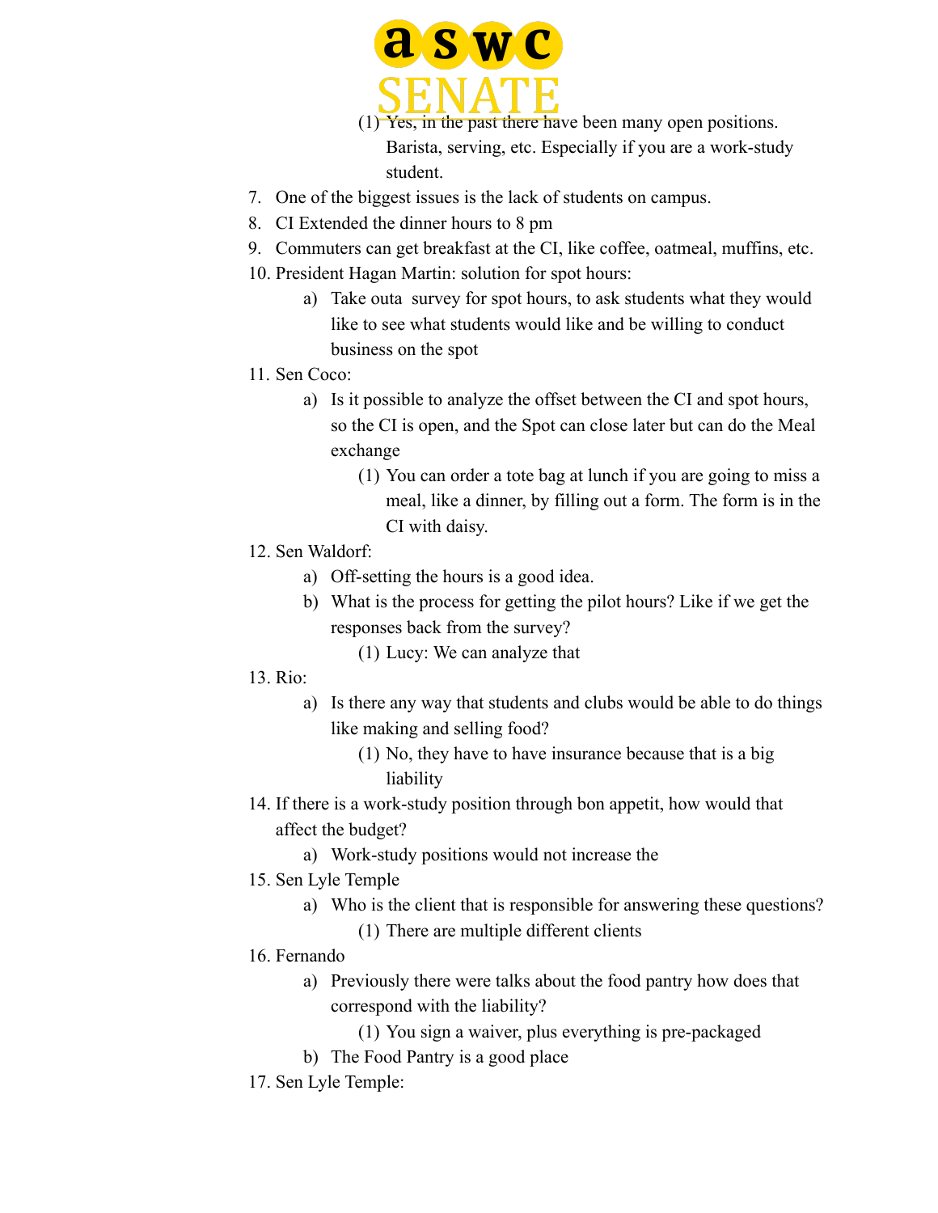(1) Yes, in the past there have been many open positions. Barista, serving, etc. Especially if you are a work-study student.

7. One of the biggest issues is the lack of students on campus.
8. CI Extended the dinner hours to 8 pm
9. Commuters can get breakfast at the CI, like coffee, oatmeal, muffins, etc.
10. President Hagan Martin: solution for spot hours:
    a) Take outa  survey for spot hours, to ask students what they would like to see what students would like and be willing to conduct business on the spot
11. Sen Coco:
    a) Is it possible to analyze the offset between the CI and spot hours, so the CI is open, and the Spot can close later but can do the Meal exchange
        (1) You can order a tote bag at lunch if you are going to miss a meal, like a dinner, by filling out a form. The form is in the CI with daisy.
12. Sen Waldorf:
    a) Off-setting the hours is a good idea.
    b) What is the process for getting the pilot hours? Like if we get the responses back from the survey?
        (1) Lucy: We can analyze that
13. Rio:
    a) Is there any way that students and clubs would be able to do things like making and selling food?
        (1) No, they have to have insurance because that is a big liability
14. If there is a work-study position through bon appetit, how would that affect the budget?
    a) Work-study positions would not increase the
15. Sen Lyle Temple
    a) Who is the client that is responsible for answering these questions?
        (1) There are multiple different clients
16. Fernando
    a) Previously there were talks about the food pantry how does that correspond with the liability?
        (1) You sign a waiver, plus everything is pre-packaged
    b) The Food Pantry is a good place
17. Sen Lyle Temple: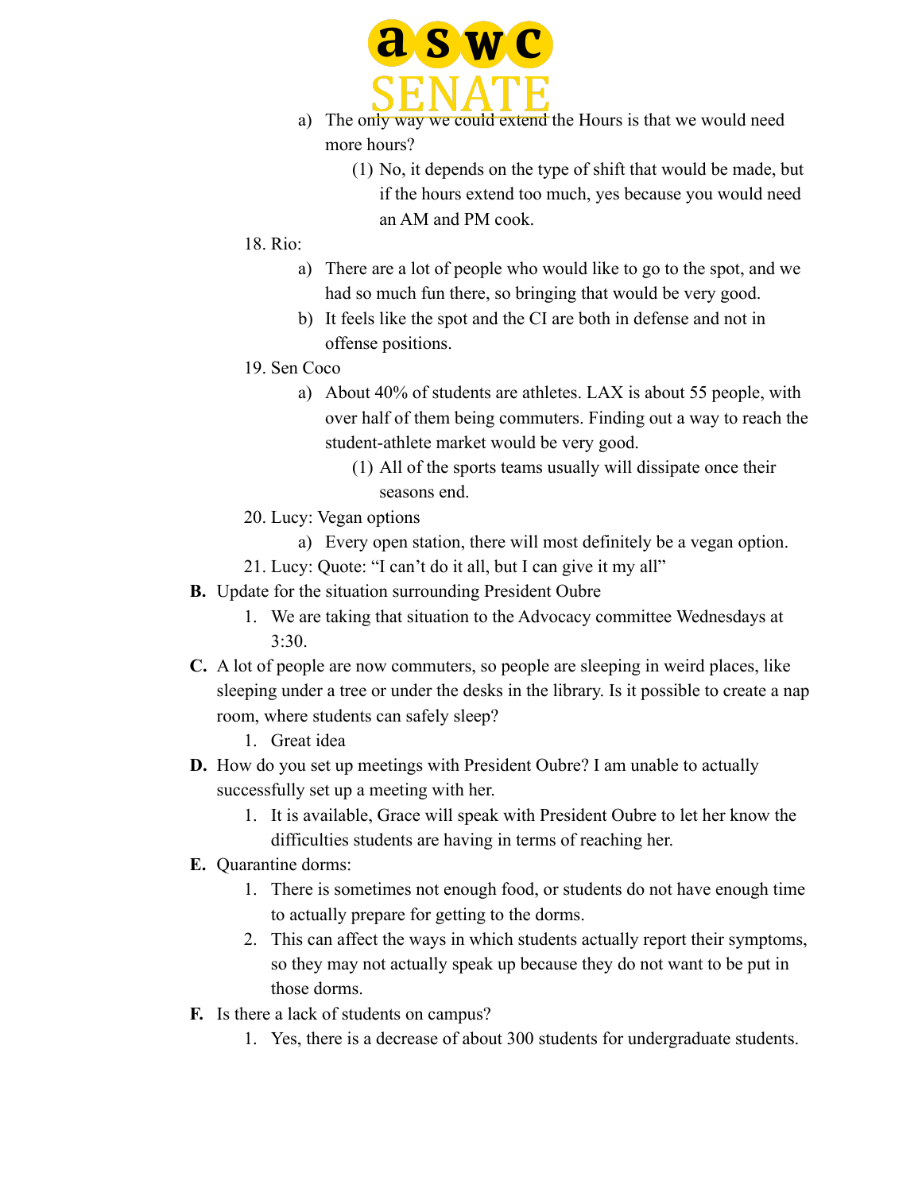a) The only way we could extend the Hours is that we would need more hours?

   (1) No, it depends on the type of shift that would be made, but if the hours extend too much, yes because you would need an AM and PM cook.

18. Rio:
    a) There are a lot of people who would like to go to the spot, and we had so much fun there, so bringing that would be very good.
    b) It feels like the spot and the CI are both in defense and not in offense positions.
19. Sen Coco
    a) About 40% of students are athletes. LAX is about 55 people, with over half of them being commuters. Finding out a way to reach the student-athlete market would be very good.
       (1) All of the sports teams usually will dissipate once their seasons end.
20. Lucy: Vegan options
    a) Every open station, there will most definitely be a vegan option.
21. Lucy: Quote: "I can't do it all, but I can give it my all"

**B.** Update for the situation surrounding President Oubre

1. We are taking that situation to the Advocacy committee Wednesdays at 3:30.

**C.** A lot of people are now commuters, so people are sleeping in weird places, like sleeping under a tree or under the desks in the library. Is it possible to create a nap room, where students can safely sleep?

1. Great idea

**D.** How do you set up meetings with President Oubre? I am unable to actually successfully set up a meeting with her.

1. It is available, Grace will speak with President Oubre to let her know the difficulties students are having in terms of reaching her.

**E.** Quarantine dorms:

1. There is sometimes not enough food, or students do not have enough time to actually prepare for getting to the dorms.
2. This can affect the ways in which students actually report their symptoms, so they may not actually speak up because they do not want to be put in those dorms.

**F.** Is there a lack of students on campus?

1. Yes, there is a decrease of about 300 students for undergraduate students.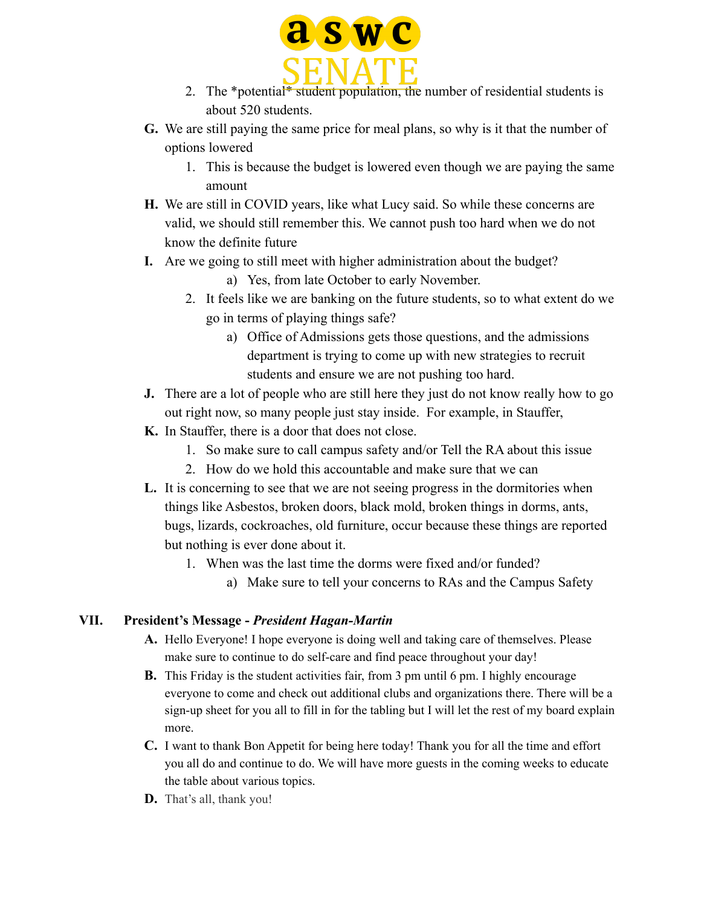2. The *potential* student population, the number of residential students is about 520 students.

G. We are still paying the same price for meal plans, so why is it that the number of options lowered
   1. This is because the budget is lowered even though we are paying the same amount

H. We are still in COVID years, like what Lucy said. So while these concerns are valid, we should still remember this. We cannot push too hard when we do not know the definite future

I. Are we going to still meet with higher administration about the budget?
      a) Yes, from late October to early November.
   2. It feels like we are banking on the future students, so to what extent do we go in terms of playing things safe?
      a) Office of Admissions gets those questions, and the admissions department is trying to come up with new strategies to recruit students and ensure we are not pushing too hard.

J. There are a lot of people who are still here they just do not know really how to go out right now, so many people just stay inside. For example, in Stauffer,

K. In Stauffer, there is a door that does not close.
   1. So make sure to call campus safety and/or Tell the RA about this issue
   2. How do we hold this accountable and make sure that we can

L. It is concerning to see that we are not seeing progress in the dormitories when things like Asbestos, broken doors, black mold, broken things in dorms, ants, bugs, lizards, cockroaches, old furniture, occur because these things are reported but nothing is ever done about it.
   1. When was the last time the dorms were fixed and/or funded?
      a) Make sure to tell your concerns to RAs and the Campus Safety

## VII. President's Message - *President Hagan-Martin*

A. Hello Everyone! I hope everyone is doing well and taking care of themselves. Please make sure to continue to do self-care and find peace throughout your day!

B. This Friday is the student activities fair, from 3 pm until 6 pm. I highly encourage everyone to come and check out additional clubs and organizations there. There will be a sign-up sheet for you all to fill in for the tabling but I will let the rest of my board explain more.

C. I want to thank Bon Appetit for being here today! Thank you for all the time and effort you all do and continue to do. We will have more guests in the coming weeks to educate the table about various topics.

D. That's all, thank you!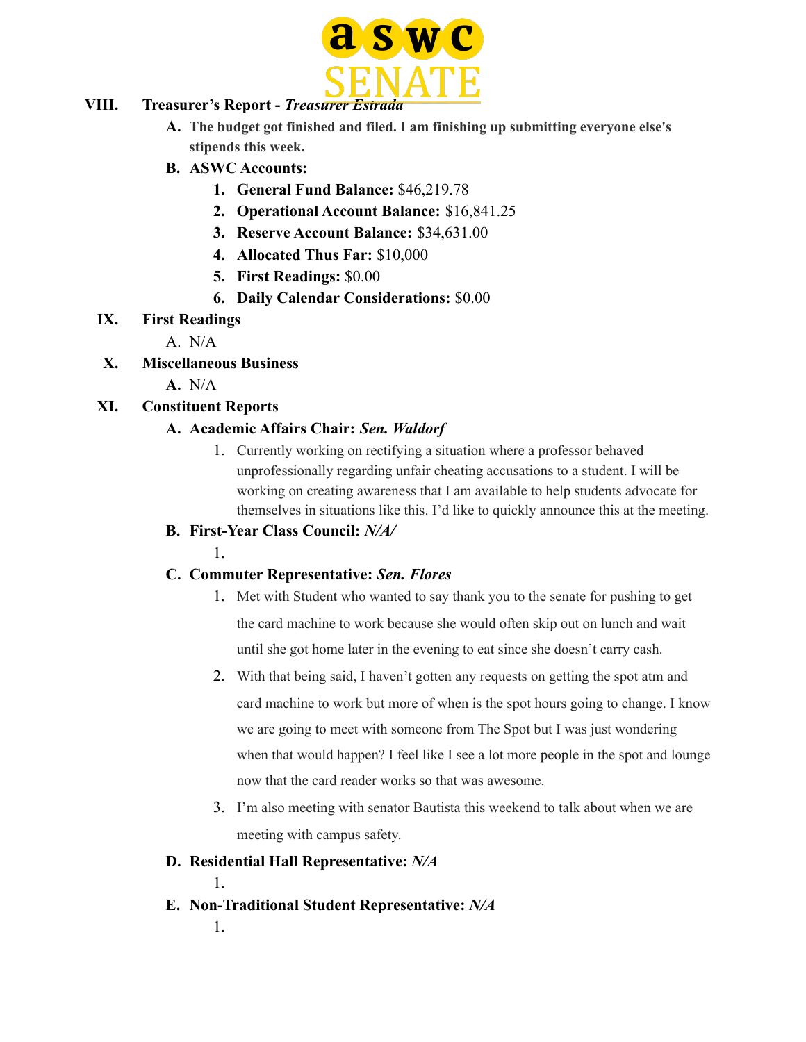## VIII. Treasurer's Report - *Treasurer Estrada*

**A. The budget got finished and filed. I am finishing up submitting everyone else's stipends this week.**

**B. ASWC Accounts:**

1. **General Fund Balance:** $46,219.78
2. **Operational Account Balance:** $16,841.25
3. **Reserve Account Balance:** $34,631.00
4. **Allocated Thus Far:** $10,000
5. **First Readings:** $0.00
6. **Daily Calendar Considerations:** $0.00

## IX. First Readings

A. N/A

## X. Miscellaneous Business

**A.** N/A

## XI. Constituent Reports

**A. Academic Affairs Chair:** ***Sen. Waldorf***

1. Currently working on rectifying a situation where a professor behaved unprofessionally regarding unfair cheating accusations to a student. I will be working on creating awareness that I am available to help students advocate for themselves in situations like this. I'd like to quickly announce this at the meeting.

**B. First-Year Class Council:** ***N/A/***

1.

**C. Commuter Representative:** ***Sen. Flores***

1. Met with Student who wanted to say thank you to the senate for pushing to get the card machine to work because she would often skip out on lunch and wait until she got home later in the evening to eat since she doesn't carry cash.
2. With that being said, I haven't gotten any requests on getting the spot atm and card machine to work but more of when is the spot hours going to change. I know we are going to meet with someone from The Spot but I was just wondering when that would happen? I feel like I see a lot more people in the spot and lounge now that the card reader works so that was awesome.
3. I'm also meeting with senator Bautista this weekend to talk about when we are meeting with campus safety.

**D. Residential Hall Representative:** ***N/A***

1.

**E. Non-Traditional Student Representative:** ***N/A***

1.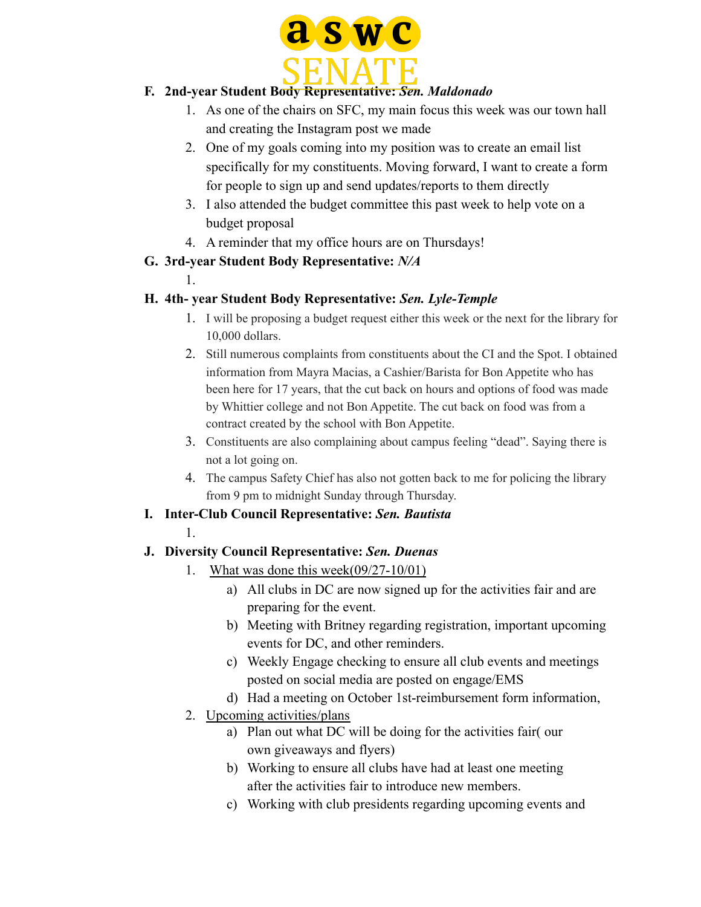F. **2nd-year Student Body Representative:** ***Sen. Maldonado***

1. As one of the chairs on SFC, my main focus this week was our town hall and creating the Instagram post we made
2. One of my goals coming into my position was to create an email list specifically for my constituents. Moving forward, I want to create a form for people to sign up and send updates/reports to them directly
3. I also attended the budget committee this past week to help vote on a budget proposal
4. A reminder that my office hours are on Thursdays!

G. **3rd-year Student Body Representative:** ***N/A***

1.

H. **4th- year Student Body Representative:** ***Sen. Lyle-Temple***

1. I will be proposing a budget request either this week or the next for the library for 10,000 dollars.
2. Still numerous complaints from constituents about the CI and the Spot. I obtained information from Mayra Macias, a Cashier/Barista for Bon Appetite who has been here for 17 years, that the cut back on hours and options of food was made by Whittier college and not Bon Appetite. The cut back on food was from a contract created by the school with Bon Appetite.
3. Constituents are also complaining about campus feeling "dead". Saying there is not a lot going on.
4. The campus Safety Chief has also not gotten back to me for policing the library from 9 pm to midnight Sunday through Thursday.

I. **Inter-Club Council Representative:** ***Sen. Bautista***

1.

J. **Diversity Council Representative:** ***Sen. Duenas***

1. <u>What was done this week(09/27-10/01)</u>
   a) All clubs in DC are now signed up for the activities fair and are preparing for the event.
   b) Meeting with Britney regarding registration, important upcoming events for DC, and other reminders.
   c) Weekly Engage checking to ensure all club events and meetings posted on social media are posted on engage/EMS
   d) Had a meeting on October 1st-reimbursement form information,
2. <u>Upcoming activities/plans</u>
   a) Plan out what DC will be doing for the activities fair( our own giveaways and flyers)
   b) Working to ensure all clubs have had at least one meeting after the activities fair to introduce new members.
   c) Working with club presidents regarding upcoming events and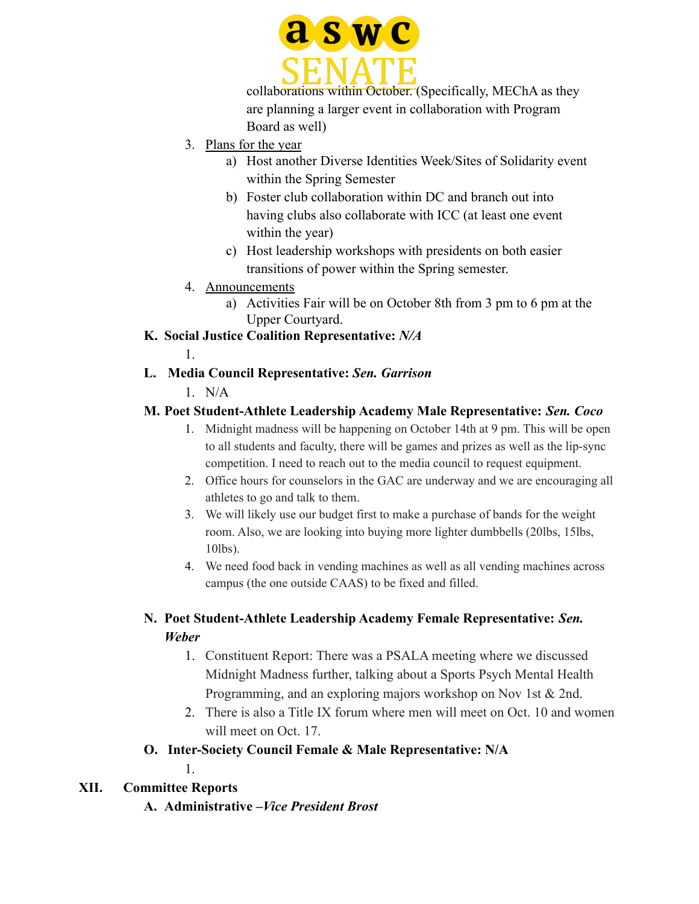collaborations within October. (Specifically, MEChA as they are planning a larger event in collaboration with Program Board as well)

3. Plans for the year
    a) Host another Diverse Identities Week/Sites of Solidarity event within the Spring Semester
    b) Foster club collaboration within DC and branch out into having clubs also collaborate with ICC (at least one event within the year)
    c) Host leadership workshops with presidents on both easier transitions of power within the Spring semester.
4. Announcements
    a) Activities Fair will be on October 8th from 3 pm to 6 pm at the Upper Courtyard.

**K. Social Justice Coalition Representative: *N/A***

1.

**L. Media Council Representative: *Sen. Garrison***

1. N/A

**M. Poet Student-Athlete Leadership Academy Male Representative: *Sen. Coco***

1. Midnight madness will be happening on October 14th at 9 pm. This will be open to all students and faculty, there will be games and prizes as well as the lip-sync competition. I need to reach out to the media council to request equipment.
2. Office hours for counselors in the GAC are underway and we are encouraging all athletes to go and talk to them.
3. We will likely use our budget first to make a purchase of bands for the weight room. Also, we are looking into buying more lighter dumbbells (20lbs, 15lbs, 10lbs).
4. We need food back in vending machines as well as all vending machines across campus (the one outside CAAS) to be fixed and filled.

**N. Poet Student-Athlete Leadership Academy Female Representative: *Sen. Weber***

1. Constituent Report: There was a PSALA meeting where we discussed Midnight Madness further, talking about a Sports Psych Mental Health Programming, and an exploring majors workshop on Nov 1st & 2nd.
2. There is also a Title IX forum where men will meet on Oct. 10 and women will meet on Oct. 17.

**O. Inter-Society Council Female & Male Representative: N/A**

1.

## XII. Committee Reports

**A. Administrative –*Vice President Brost***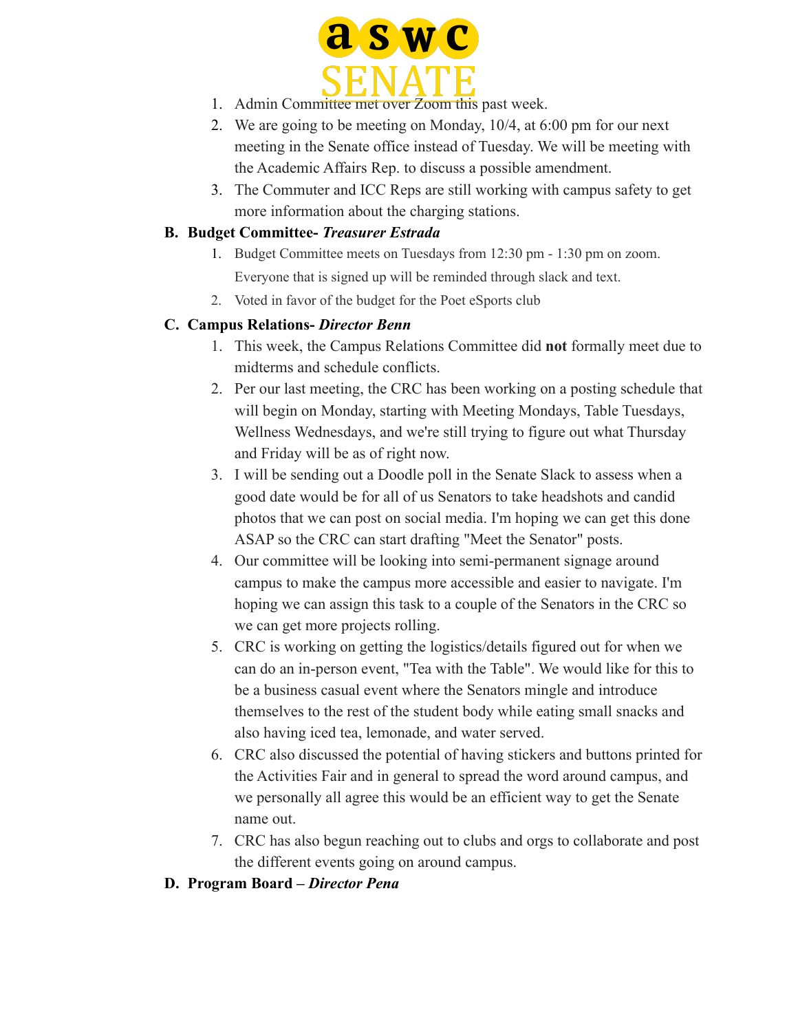1. Admin Committee met over Zoom this past week.
2. We are going to be meeting on Monday, 10/4, at 6:00 pm for our next meeting in the Senate office instead of Tuesday. We will be meeting with the Academic Affairs Rep. to discuss a possible amendment.
3. The Commuter and ICC Reps are still working with campus safety to get more information about the charging stations.

**B. Budget Committee- *Treasurer Estrada***

1. Budget Committee meets on Tuesdays from 12:30 pm - 1:30 pm on zoom. Everyone that is signed up will be reminded through slack and text.
2. Voted in favor of the budget for the Poet eSports club

**C. Campus Relations- *Director Benn***

1. This week, the Campus Relations Committee did **not** formally meet due to midterms and schedule conflicts.
2. Per our last meeting, the CRC has been working on a posting schedule that will begin on Monday, starting with Meeting Mondays, Table Tuesdays, Wellness Wednesdays, and we're still trying to figure out what Thursday and Friday will be as of right now.
3. I will be sending out a Doodle poll in the Senate Slack to assess when a good date would be for all of us Senators to take headshots and candid photos that we can post on social media. I'm hoping we can get this done ASAP so the CRC can start drafting "Meet the Senator" posts.
4. Our committee will be looking into semi-permanent signage around campus to make the campus more accessible and easier to navigate. I'm hoping we can assign this task to a couple of the Senators in the CRC so we can get more projects rolling.
5. CRC is working on getting the logistics/details figured out for when we can do an in-person event, "Tea with the Table". We would like for this to be a business casual event where the Senators mingle and introduce themselves to the rest of the student body while eating small snacks and also having iced tea, lemonade, and water served.
6. CRC also discussed the potential of having stickers and buttons printed for the Activities Fair and in general to spread the word around campus, and we personally all agree this would be an efficient way to get the Senate name out.
7. CRC has also begun reaching out to clubs and orgs to collaborate and post the different events going on around campus.

**D. Program Board – *Director Pena***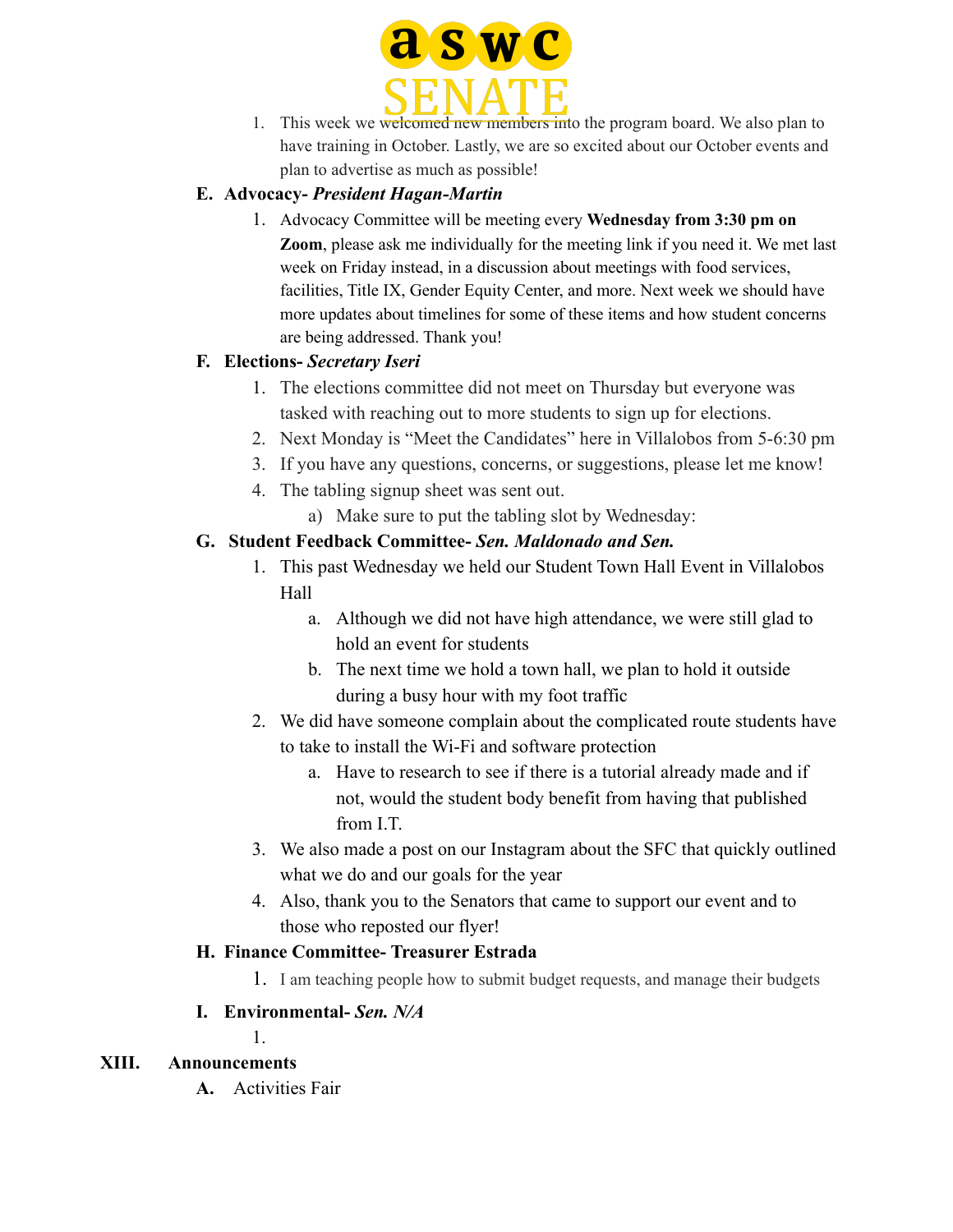1. This week we welcomed new members into the program board. We also plan to have training in October. Lastly, we are so excited about our October events and plan to advertise as much as possible!

**E. Advocacy-** ***President Hagan-Martin***

1. Advocacy Committee will be meeting every **Wednesday from 3:30 pm on Zoom**, please ask me individually for the meeting link if you need it. We met last week on Friday instead, in a discussion about meetings with food services, facilities, Title IX, Gender Equity Center, and more. Next week we should have more updates about timelines for some of these items and how student concerns are being addressed. Thank you!

**F. Elections-** ***Secretary Iseri***

1. The elections committee did not meet on Thursday but everyone was tasked with reaching out to more students to sign up for elections.
2. Next Monday is "Meet the Candidates" here in Villalobos from 5-6:30 pm
3. If you have any questions, concerns, or suggestions, please let me know!
4. The tabling signup sheet was sent out.
   a) Make sure to put the tabling slot by Wednesday:

**G. Student Feedback Committee-** ***Sen. Maldonado and Sen.***

1. This past Wednesday we held our Student Town Hall Event in Villalobos Hall
   a. Although we did not have high attendance, we were still glad to hold an event for students
   b. The next time we hold a town hall, we plan to hold it outside during a busy hour with my foot traffic
2. We did have someone complain about the complicated route students have to take to install the Wi-Fi and software protection
   a. Have to research to see if there is a tutorial already made and if not, would the student body benefit from having that published from I.T.
3. We also made a post on our Instagram about the SFC that quickly outlined what we do and our goals for the year
4. Also, thank you to the Senators that came to support our event and to those who reposted our flyer!

**H. Finance Committee- Treasurer Estrada**

1. I am teaching people how to submit budget requests, and manage their budgets

**I. Environmental-** ***Sen. N/A***

1.

## XIII. Announcements

A. Activities Fair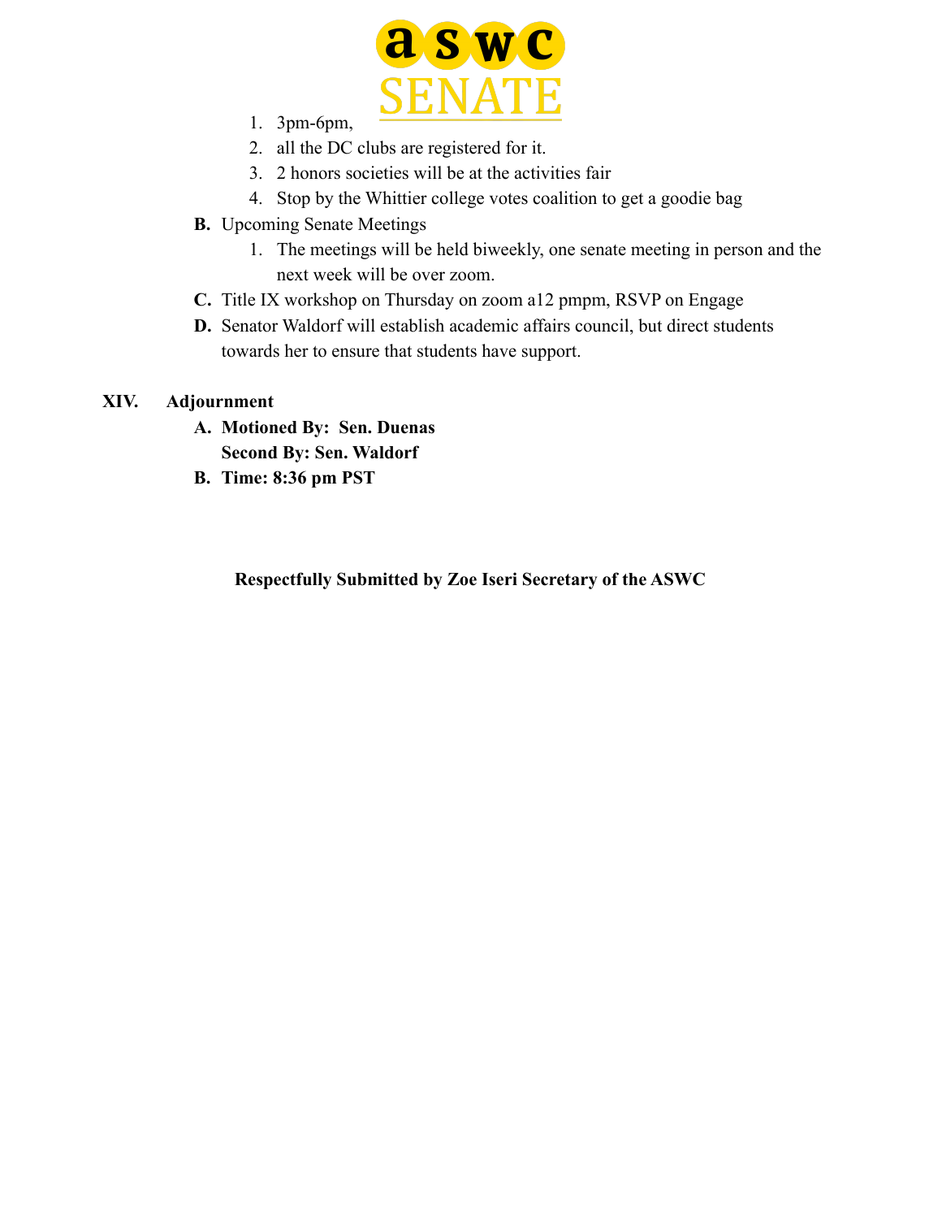1. 3pm-6pm,
2. all the DC clubs are registered for it.
3. 2 honors societies will be at the activities fair
4. Stop by the Whittier college votes coalition to get a goodie bag

**B.** Upcoming Senate Meetings

1. The meetings will be held biweekly, one senate meeting in person and the next week will be over zoom.

**C.** Title IX workshop on Thursday on zoom a12 pmpm, RSVP on Engage

**D.** Senator Waldorf will establish academic affairs council, but direct students towards her to ensure that students have support.

## XIV. Adjournment

**A. Motioned By: Sen. Duenas**
**Second By: Sen. Waldorf**

**B. Time: 8:36 pm PST**

**Respectfully Submitted by Zoe Iseri Secretary of the ASWC**